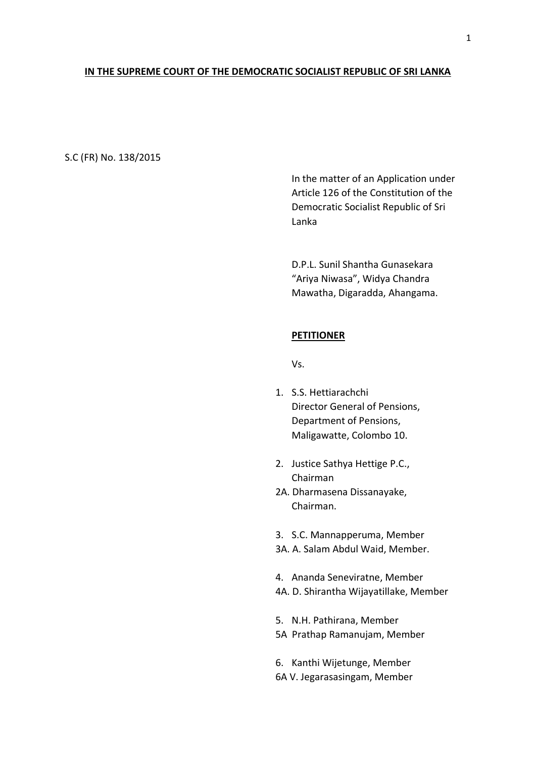**IN THE SUPREME COURT OF THE DEMOCRATIC SOCIALIST REPUBLIC OF SRI LANKA**

S.C (FR) No. 138/2015

In the matter of an Application under Article 126 of the Constitution of the Democratic Socialist Republic of Sri Lanka

D.P.L. Sunil Shantha Gunasekara
"Ariya Niwasa", Widya Chandra Mawatha, Digaradda, Ahangama.

**PETITIONER**

Vs.

1. S.S. Hettiarachchi
   Director General of Pensions,
   Department of Pensions,
   Maligawatte, Colombo 10.

2. Justice Sathya Hettige P.C.,
   Chairman

2A. Dharmasena Dissanayake,
   Chairman.

3. S.C. Mannapperuma, Member

3A. A. Salam Abdul Waid, Member.

4. Ananda Seneviratne, Member

4A. D. Shirantha Wijayatillake, Member

5. N.H. Pathirana, Member

5A Prathap Ramanujam, Member

6. Kanthi Wijetunge, Member

6A V. Jegarasasingam, Member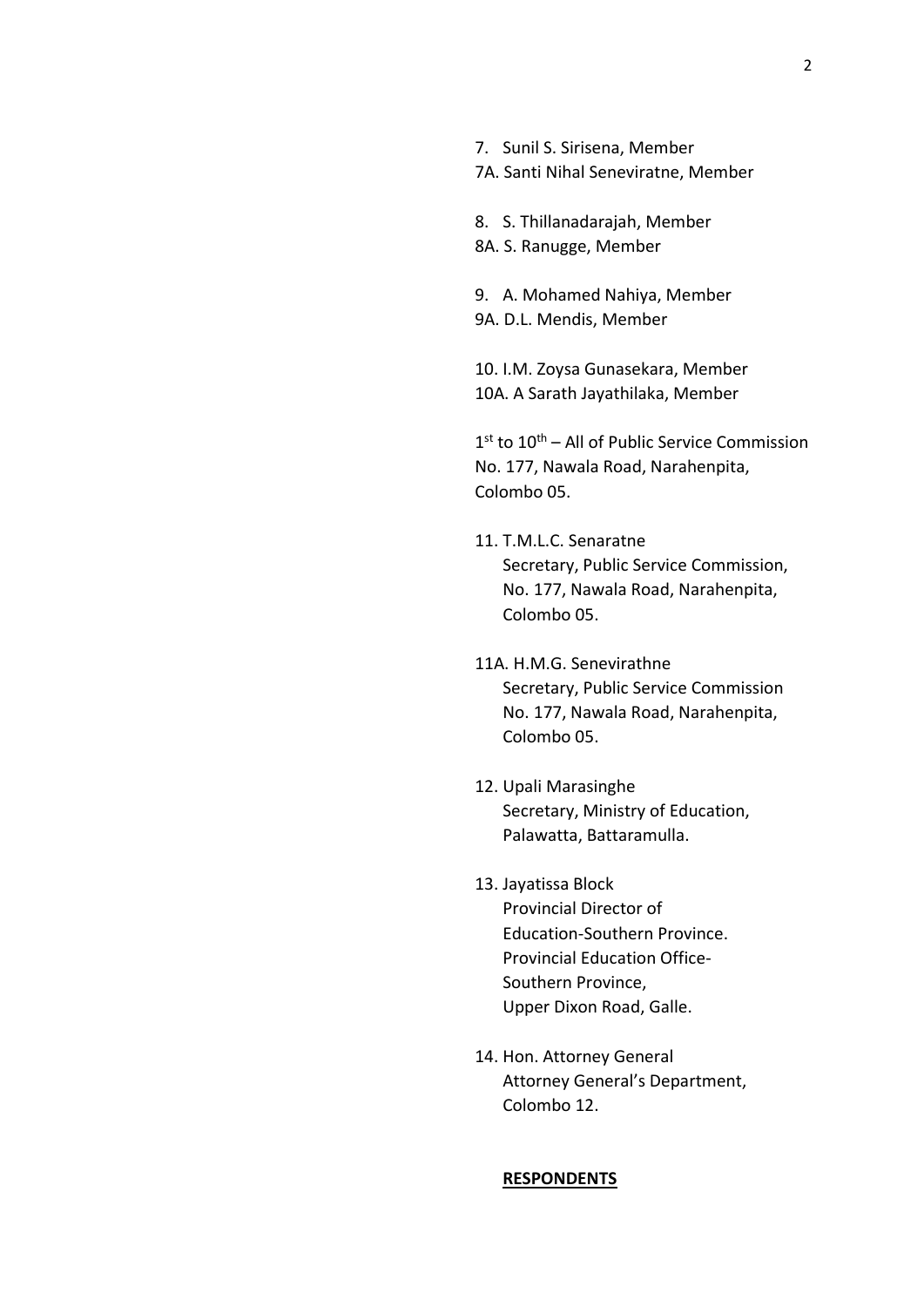7. Sunil S. Sirisena, Member
7A. Santi Nihal Seneviratne, Member

8. S. Thillanadarajah, Member
8A. S. Ranugge, Member

9. A. Mohamed Nahiya, Member
9A. D.L. Mendis, Member

10. I.M. Zoysa Gunasekara, Member
10A. A Sarath Jayathilaka, Member

1st to 10th – All of Public Service Commission
No. 177, Nawala Road, Narahenpita,
Colombo 05.

11. T.M.L.C. Senaratne
Secretary, Public Service Commission,
No. 177, Nawala Road, Narahenpita,
Colombo 05.

11A. H.M.G. Senevirathne
Secretary, Public Service Commission
No. 177, Nawala Road, Narahenpita,
Colombo 05.

12. Upali Marasinghe
Secretary, Ministry of Education,
Palawatta, Battaramulla.

13. Jayatissa Block
Provincial Director of
Education-Southern Province.
Provincial Education Office-
Southern Province,
Upper Dixon Road, Galle.

14. Hon. Attorney General
Attorney General's Department,
Colombo 12.

**RESPONDENTS**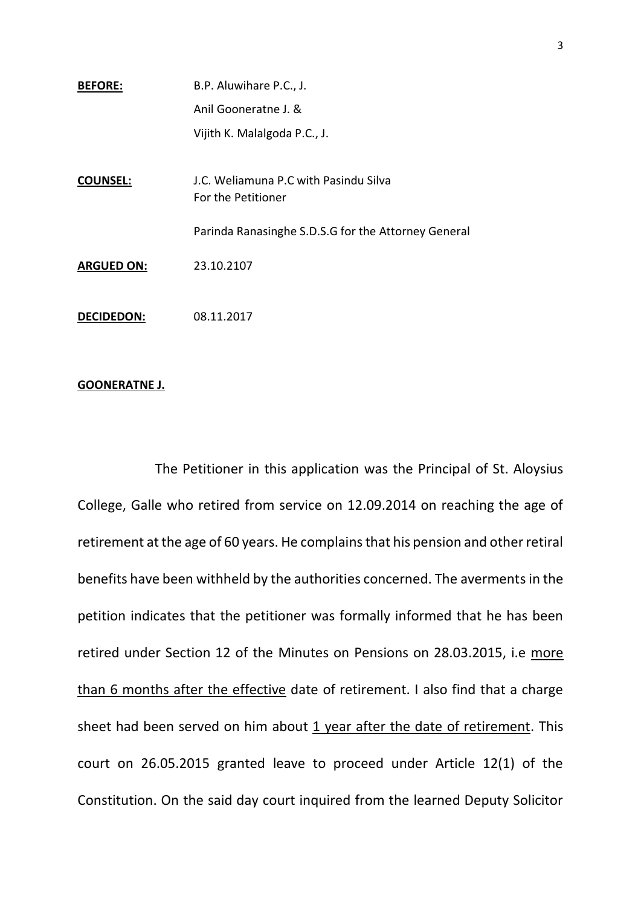**BEFORE:** B.P. Aluwihare P.C., J.
Anil Gooneratne J. &
Vijith K. Malalgoda P.C., J.

**COUNSEL:** J.C. Weliamuna P.C with Pasindu Silva
For the Petitioner

Parinda Ranasinghe S.D.S.G for the Attorney General

**ARGUED ON:** 23.10.2107

**DECIDEDON:** 08.11.2017

**GOONERATNE J.**

The Petitioner in this application was the Principal of St. Aloysius College, Galle who retired from service on 12.09.2014 on reaching the age of retirement at the age of 60 years. He complains that his pension and other retiral benefits have been withheld by the authorities concerned. The averments in the petition indicates that the petitioner was formally informed that he has been retired under Section 12 of the Minutes on Pensions on 28.03.2015, i.e <u>more than 6 months after the effective</u> date of retirement. I also find that a charge sheet had been served on him about <u>1 year after the date of retirement</u>. This court on 26.05.2015 granted leave to proceed under Article 12(1) of the Constitution. On the said day court inquired from the learned Deputy Solicitor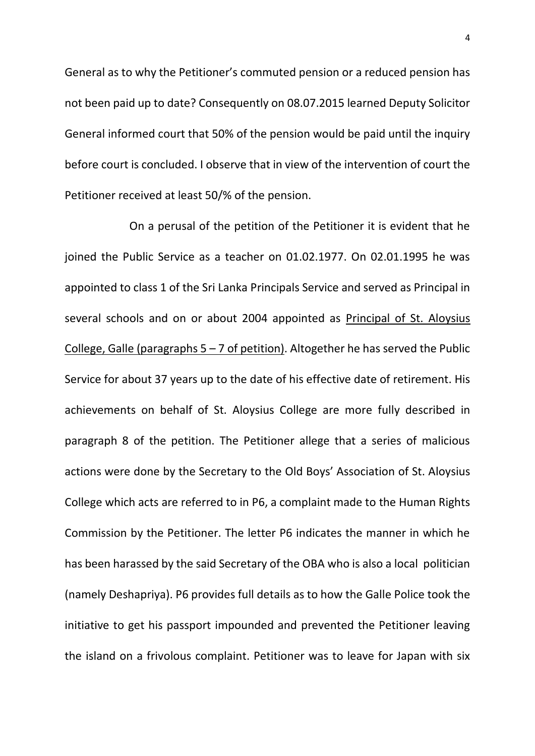General as to why the Petitioner's commuted pension or a reduced pension has not been paid up to date? Consequently on 08.07.2015 learned Deputy Solicitor General informed court that 50% of the pension would be paid until the inquiry before court is concluded. I observe that in view of the intervention of court the Petitioner received at least 50/% of the pension.

On a perusal of the petition of the Petitioner it is evident that he joined the Public Service as a teacher on 01.02.1977. On 02.01.1995 he was appointed to class 1 of the Sri Lanka Principals Service and served as Principal in several schools and on or about 2004 appointed as <u>Principal of St. Aloysius College, Galle (paragraphs 5 – 7 of petition)</u>. Altogether he has served the Public Service for about 37 years up to the date of his effective date of retirement. His achievements on behalf of St. Aloysius College are more fully described in paragraph 8 of the petition. The Petitioner allege that a series of malicious actions were done by the Secretary to the Old Boys' Association of St. Aloysius College which acts are referred to in P6, a complaint made to the Human Rights Commission by the Petitioner. The letter P6 indicates the manner in which he has been harassed by the said Secretary of the OBA who is also a local politician (namely Deshapriya). P6 provides full details as to how the Galle Police took the initiative to get his passport impounded and prevented the Petitioner leaving the island on a frivolous complaint. Petitioner was to leave for Japan with six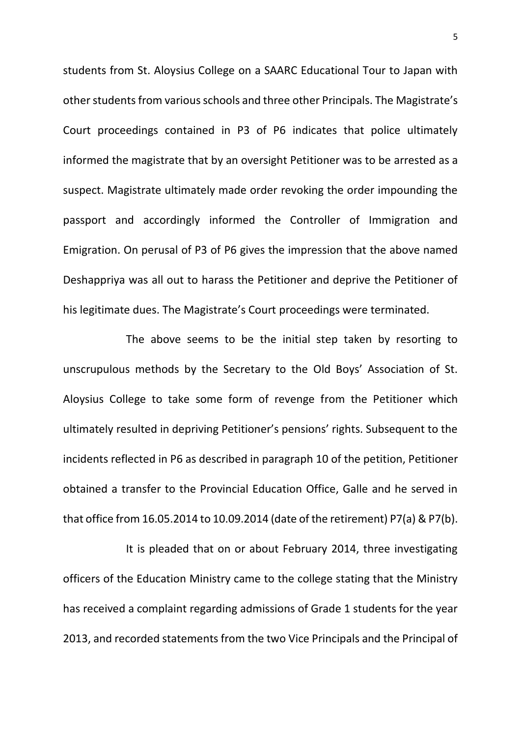students from St. Aloysius College on a SAARC Educational Tour to Japan with other students from various schools and three other Principals. The Magistrate's Court proceedings contained in P3 of P6 indicates that police ultimately informed the magistrate that by an oversight Petitioner was to be arrested as a suspect. Magistrate ultimately made order revoking the order impounding the passport and accordingly informed the Controller of Immigration and Emigration. On perusal of P3 of P6 gives the impression that the above named Deshappriya was all out to harass the Petitioner and deprive the Petitioner of his legitimate dues. The Magistrate's Court proceedings were terminated.

The above seems to be the initial step taken by resorting to unscrupulous methods by the Secretary to the Old Boys' Association of St. Aloysius College to take some form of revenge from the Petitioner which ultimately resulted in depriving Petitioner's pensions' rights. Subsequent to the incidents reflected in P6 as described in paragraph 10 of the petition, Petitioner obtained a transfer to the Provincial Education Office, Galle and he served in that office from 16.05.2014 to 10.09.2014 (date of the retirement) P7(a) & P7(b).

It is pleaded that on or about February 2014, three investigating officers of the Education Ministry came to the college stating that the Ministry has received a complaint regarding admissions of Grade 1 students for the year 2013, and recorded statements from the two Vice Principals and the Principal of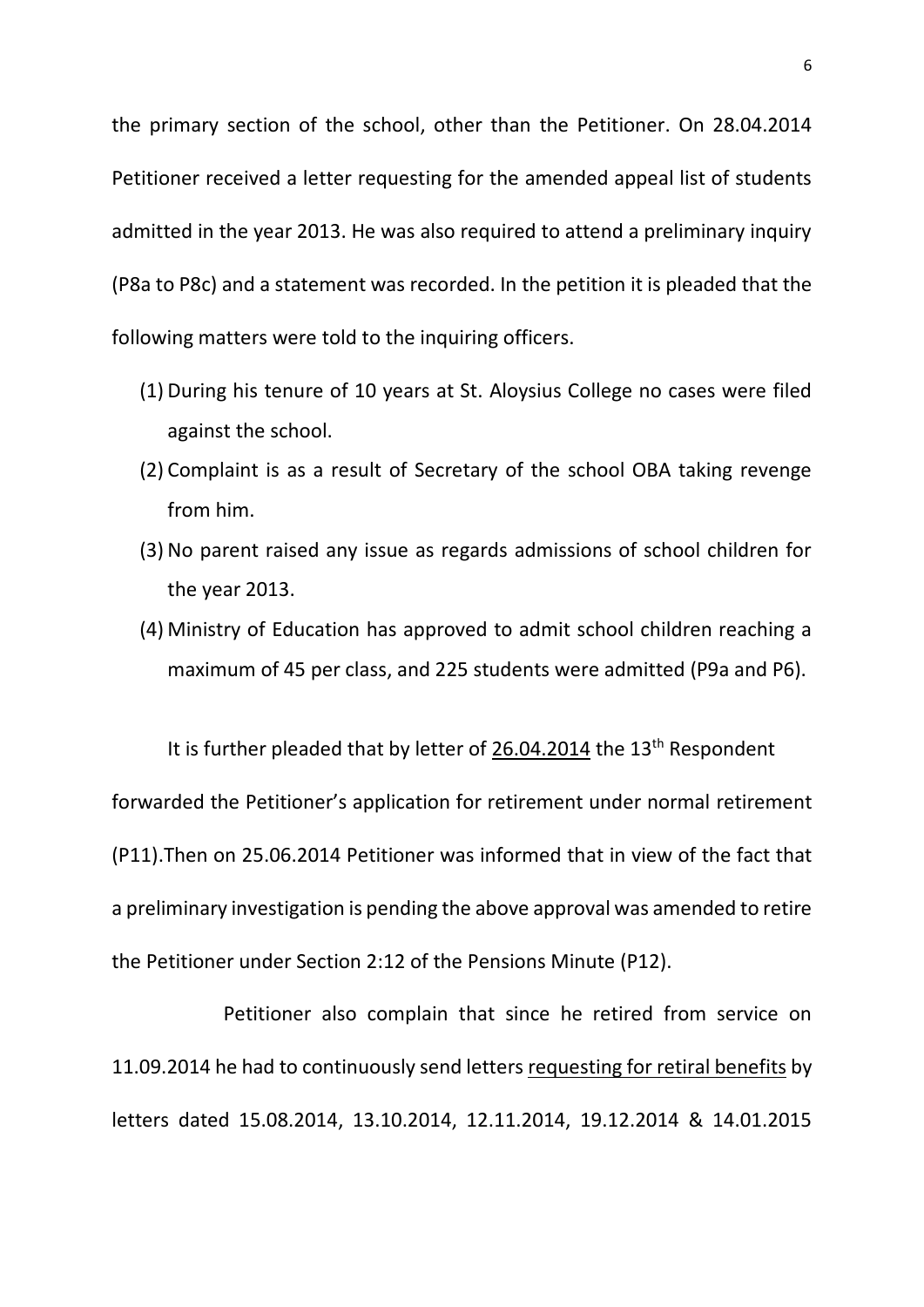the primary section of the school, other than the Petitioner. On 28.04.2014 Petitioner received a letter requesting for the amended appeal list of students admitted in the year 2013. He was also required to attend a preliminary inquiry (P8a to P8c) and a statement was recorded. In the petition it is pleaded that the following matters were told to the inquiring officers.

(1) During his tenure of 10 years at St. Aloysius College no cases were filed against the school.
(2) Complaint is as a result of Secretary of the school OBA taking revenge from him.
(3) No parent raised any issue as regards admissions of school children for the year 2013.
(4) Ministry of Education has approved to admit school children reaching a maximum of 45 per class, and 225 students were admitted (P9a and P6).

It is further pleaded that by letter of <u>26.04.2014</u> the 13th Respondent forwarded the Petitioner's application for retirement under normal retirement (P11).Then on 25.06.2014 Petitioner was informed that in view of the fact that a preliminary investigation is pending the above approval was amended to retire the Petitioner under Section 2:12 of the Pensions Minute (P12).

Petitioner also complain that since he retired from service on 11.09.2014 he had to continuously send letters <u>requesting for retiral benefits</u> by letters dated 15.08.2014, 13.10.2014, 12.11.2014, 19.12.2014 & 14.01.2015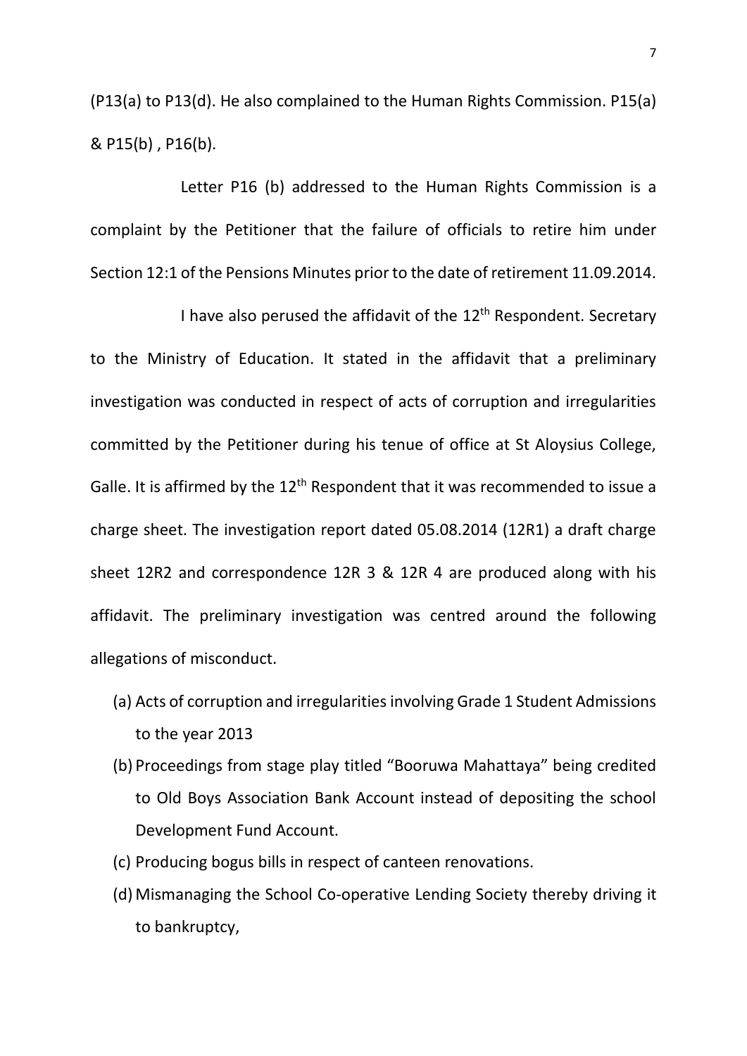(P13(a) to P13(d). He also complained to the Human Rights Commission. P15(a) & P15(b) , P16(b).

Letter P16 (b) addressed to the Human Rights Commission is a complaint by the Petitioner that the failure of officials to retire him under Section 12:1 of the Pensions Minutes prior to the date of retirement 11.09.2014.

I have also perused the affidavit of the 12th Respondent. Secretary to the Ministry of Education. It stated in the affidavit that a preliminary investigation was conducted in respect of acts of corruption and irregularities committed by the Petitioner during his tenue of office at St Aloysius College, Galle. It is affirmed by the 12th Respondent that it was recommended to issue a charge sheet. The investigation report dated 05.08.2014 (12R1) a draft charge sheet 12R2 and correspondence 12R 3 & 12R 4 are produced along with his affidavit. The preliminary investigation was centred around the following allegations of misconduct.

(a) Acts of corruption and irregularities involving Grade 1 Student Admissions to the year 2013
(b) Proceedings from stage play titled "Booruwa Mahattaya" being credited to Old Boys Association Bank Account instead of depositing the school Development Fund Account.
(c) Producing bogus bills in respect of canteen renovations.
(d) Mismanaging the School Co-operative Lending Society thereby driving it to bankruptcy,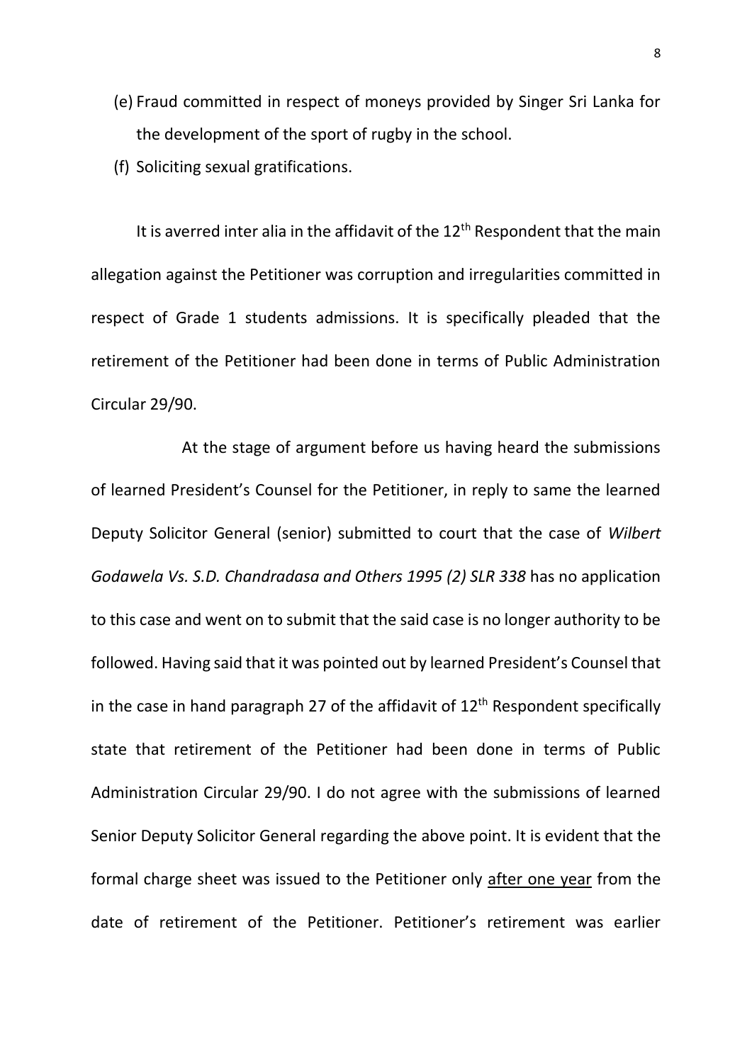(e) Fraud committed in respect of moneys provided by Singer Sri Lanka for the development of the sport of rugby in the school.

(f) Soliciting sexual gratifications.

It is averred inter alia in the affidavit of the 12th Respondent that the main allegation against the Petitioner was corruption and irregularities committed in respect of Grade 1 students admissions. It is specifically pleaded that the retirement of the Petitioner had been done in terms of Public Administration Circular 29/90.

At the stage of argument before us having heard the submissions of learned President's Counsel for the Petitioner, in reply to same the learned Deputy Solicitor General (senior) submitted to court that the case of *Wilbert Godawela Vs. S.D. Chandradasa and Others 1995 (2) SLR 338* has no application to this case and went on to submit that the said case is no longer authority to be followed. Having said that it was pointed out by learned President's Counsel that in the case in hand paragraph 27 of the affidavit of 12th Respondent specifically state that retirement of the Petitioner had been done in terms of Public Administration Circular 29/90. I do not agree with the submissions of learned Senior Deputy Solicitor General regarding the above point. It is evident that the formal charge sheet was issued to the Petitioner only <u>after one year</u> from the date of retirement of the Petitioner. Petitioner's retirement was earlier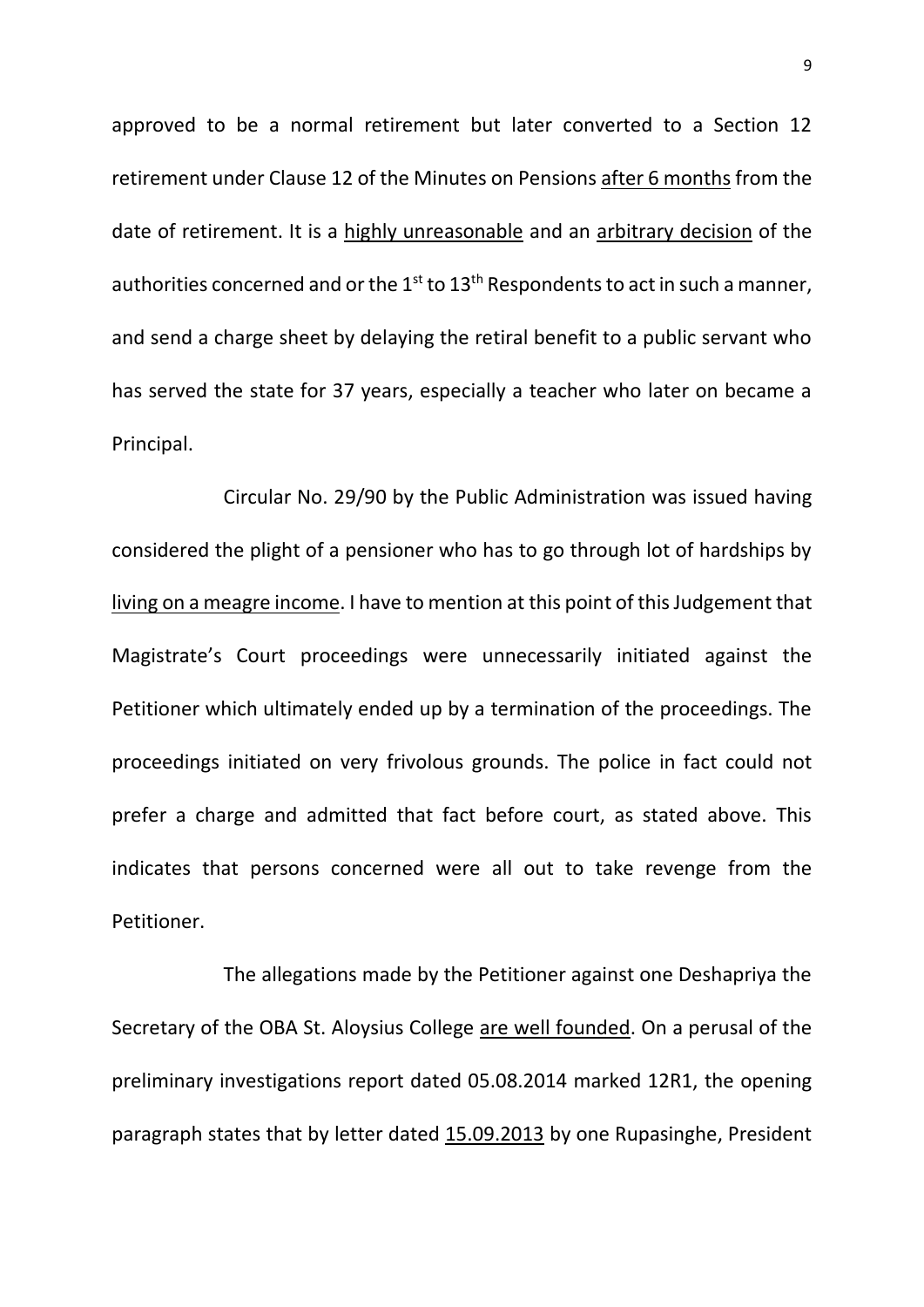approved to be a normal retirement but later converted to a Section 12 retirement under Clause 12 of the Minutes on Pensions <u>after 6 months</u> from the date of retirement. It is a <u>highly unreasonable</u> and an <u>arbitrary decision</u> of the authorities concerned and or the 1st to 13th Respondents to act in such a manner, and send a charge sheet by delaying the retiral benefit to a public servant who has served the state for 37 years, especially a teacher who later on became a Principal.

Circular No. 29/90 by the Public Administration was issued having considered the plight of a pensioner who has to go through lot of hardships by <u>living on a meagre income</u>. I have to mention at this point of this Judgement that Magistrate's Court proceedings were unnecessarily initiated against the Petitioner which ultimately ended up by a termination of the proceedings. The proceedings initiated on very frivolous grounds. The police in fact could not prefer a charge and admitted that fact before court, as stated above. This indicates that persons concerned were all out to take revenge from the Petitioner.

The allegations made by the Petitioner against one Deshapriya the Secretary of the OBA St. Aloysius College <u>are well founded</u>. On a perusal of the preliminary investigations report dated 05.08.2014 marked 12R1, the opening paragraph states that by letter dated <u>15.09.2013</u> by one Rupasinghe, President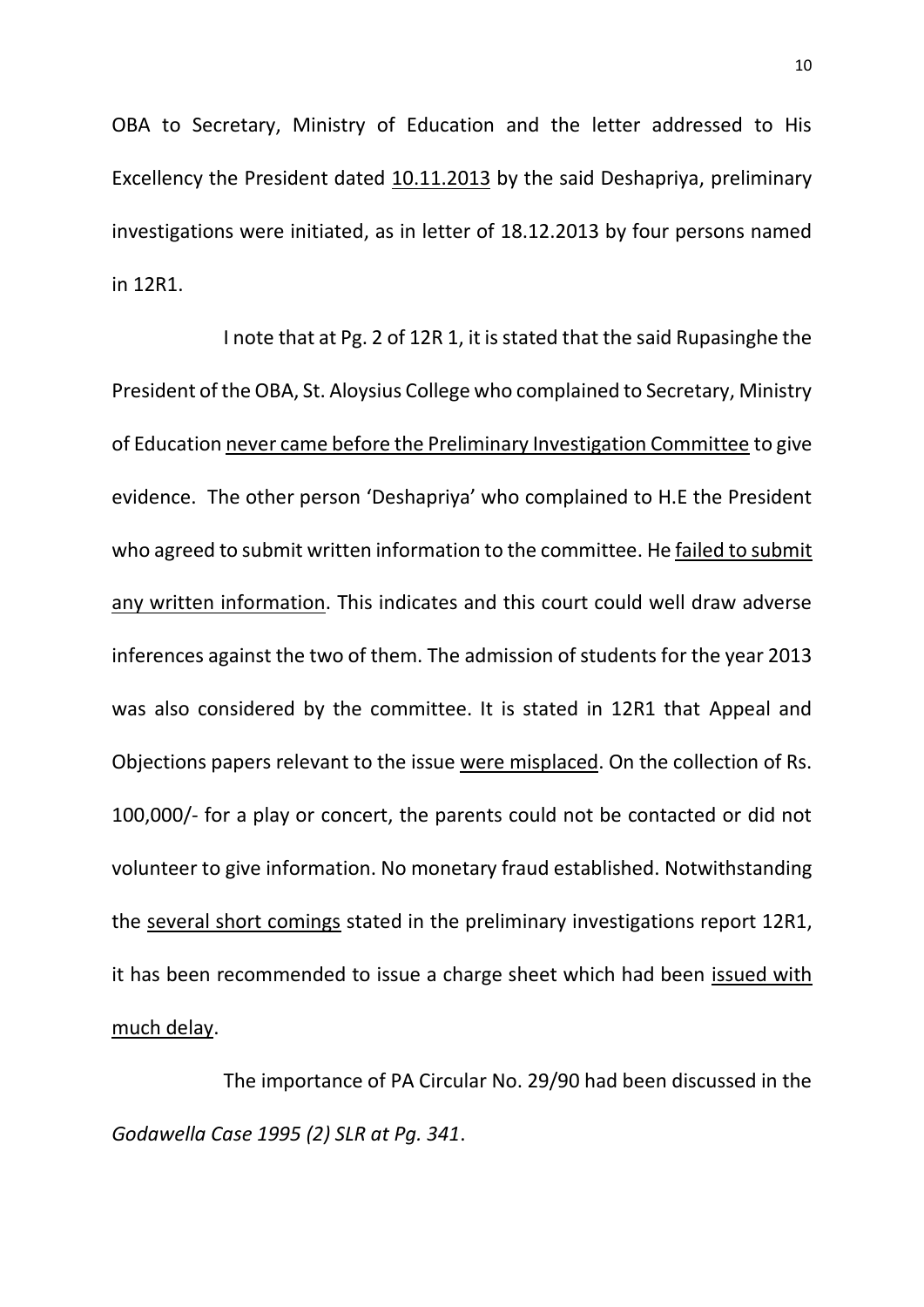OBA to Secretary, Ministry of Education and the letter addressed to His Excellency the President dated 10.11.2013 by the said Deshapriya, preliminary investigations were initiated, as in letter of 18.12.2013 by four persons named in 12R1.

I note that at Pg. 2 of 12R 1, it is stated that the said Rupasinghe the President of the OBA, St. Aloysius College who complained to Secretary, Ministry of Education never came before the Preliminary Investigation Committee to give evidence. The other person 'Deshapriya' who complained to H.E the President who agreed to submit written information to the committee. He failed to submit any written information. This indicates and this court could well draw adverse inferences against the two of them. The admission of students for the year 2013 was also considered by the committee. It is stated in 12R1 that Appeal and Objections papers relevant to the issue were misplaced. On the collection of Rs. 100,000/- for a play or concert, the parents could not be contacted or did not volunteer to give information. No monetary fraud established. Notwithstanding the several short comings stated in the preliminary investigations report 12R1, it has been recommended to issue a charge sheet which had been issued with much delay.

The importance of PA Circular No. 29/90 had been discussed in the *Godawella Case 1995 (2) SLR at Pg. 341*.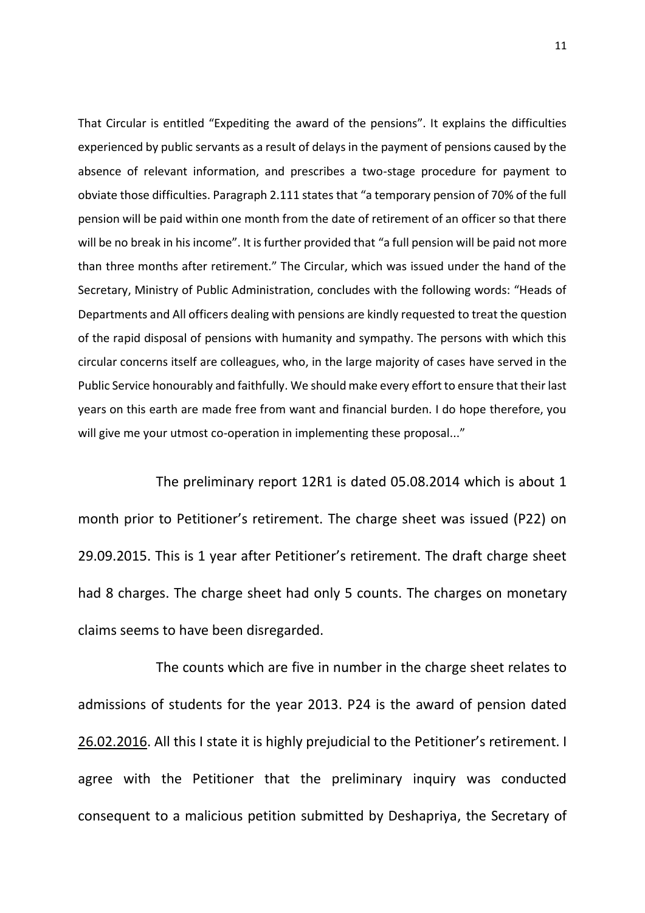That Circular is entitled "Expediting the award of the pensions". It explains the difficulties experienced by public servants as a result of delays in the payment of pensions caused by the absence of relevant information, and prescribes a two-stage procedure for payment to obviate those difficulties. Paragraph 2.111 states that "a temporary pension of 70% of the full pension will be paid within one month from the date of retirement of an officer so that there will be no break in his income". It is further provided that "a full pension will be paid not more than three months after retirement." The Circular, which was issued under the hand of the Secretary, Ministry of Public Administration, concludes with the following words: "Heads of Departments and All officers dealing with pensions are kindly requested to treat the question of the rapid disposal of pensions with humanity and sympathy. The persons with which this circular concerns itself are colleagues, who, in the large majority of cases have served in the Public Service honourably and faithfully. We should make every effort to ensure that their last years on this earth are made free from want and financial burden. I do hope therefore, you will give me your utmost co-operation in implementing these proposal..."

The preliminary report 12R1 is dated 05.08.2014 which is about 1 month prior to Petitioner's retirement. The charge sheet was issued (P22) on 29.09.2015. This is 1 year after Petitioner's retirement. The draft charge sheet had 8 charges. The charge sheet had only 5 counts. The charges on monetary claims seems to have been disregarded.

The counts which are five in number in the charge sheet relates to admissions of students for the year 2013. P24 is the award of pension dated <u>26.02.2016</u>. All this I state it is highly prejudicial to the Petitioner's retirement. I agree with the Petitioner that the preliminary inquiry was conducted consequent to a malicious petition submitted by Deshapriya, the Secretary of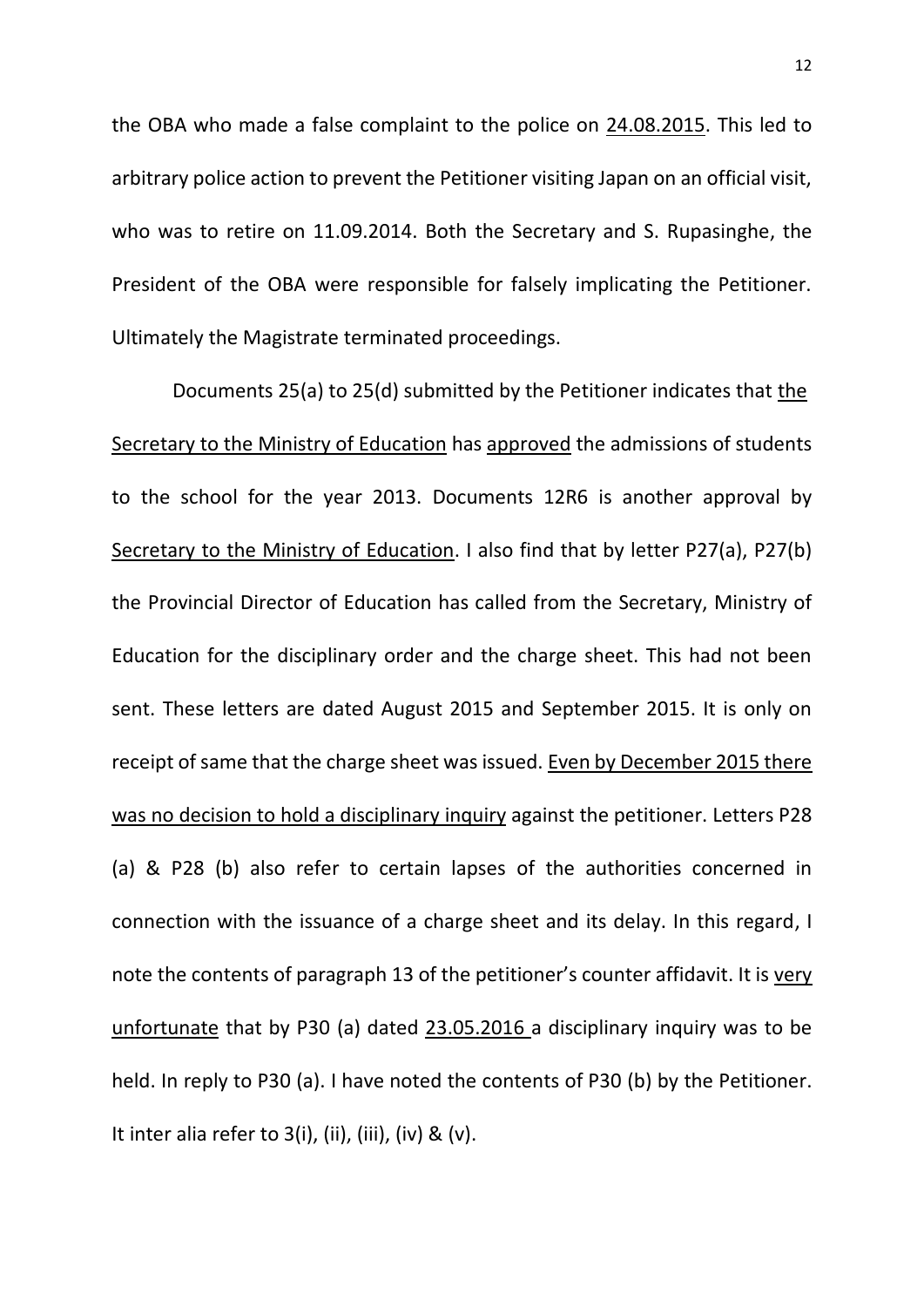the OBA who made a false complaint to the police on 24.08.2015. This led to arbitrary police action to prevent the Petitioner visiting Japan on an official visit, who was to retire on 11.09.2014. Both the Secretary and S. Rupasinghe, the President of the OBA were responsible for falsely implicating the Petitioner. Ultimately the Magistrate terminated proceedings.

Documents 25(a) to 25(d) submitted by the Petitioner indicates that the Secretary to the Ministry of Education has approved the admissions of students to the school for the year 2013. Documents 12R6 is another approval by Secretary to the Ministry of Education. I also find that by letter P27(a), P27(b) the Provincial Director of Education has called from the Secretary, Ministry of Education for the disciplinary order and the charge sheet. This had not been sent. These letters are dated August 2015 and September 2015. It is only on receipt of same that the charge sheet was issued. Even by December 2015 there was no decision to hold a disciplinary inquiry against the petitioner. Letters P28 (a) & P28 (b) also refer to certain lapses of the authorities concerned in connection with the issuance of a charge sheet and its delay. In this regard, I note the contents of paragraph 13 of the petitioner's counter affidavit. It is very unfortunate that by P30 (a) dated 23.05.2016 a disciplinary inquiry was to be held. In reply to P30 (a). I have noted the contents of P30 (b) by the Petitioner. It inter alia refer to 3(i), (ii), (iii), (iv) & (v).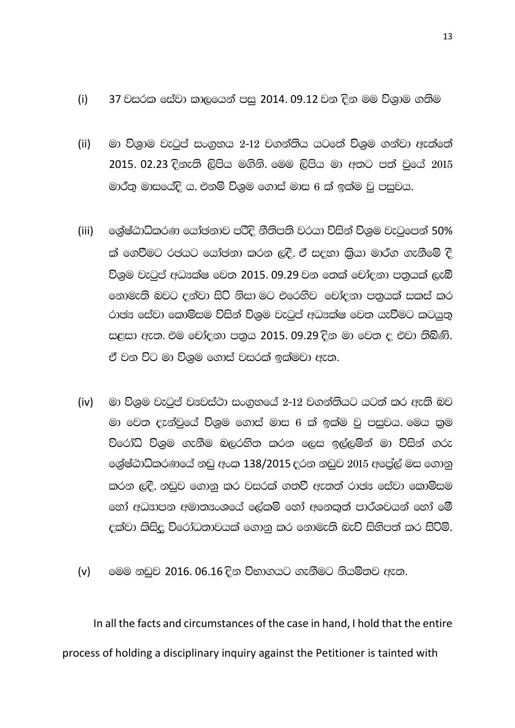(i) 37 වසරක සේවා කාලයෙන් පසු 2014. 09.12 වන දින මම විශ්‍රාම ගතිම

(ii) මා විශ්‍රාම වැටුප් සංග්‍රහය 2-12 වගන්තිය යටතේ විශ්‍රම ගන්වා ඇත්තේ 2015. 02.23 දිනැති ලිපිය මගිනි. මෙම ලිපිය මා අතට පත් වුයේ 2015 මාර්තු මාසයේදි ය. එනම් විශ්‍රම ගොස් මාස 6 ක් ඉක්ම වු පසුවය.

(iii) ශ්‍රේෂ්ඨාධිකරණ යෝජනාව පරිදි නීතිපති වරයා විසින් විශ්‍රම වැටුපෙන් 50% ක් ගෙවීමට රජයට යෝජනා කරන ලදි. ඒ සඳහා ක්‍රියා මාර්ග ගැනීමේ දී විශ්‍රම වැටුප් අධ්‍යක්ෂ වෙත 2015. 09.29 වන තෙක් චෝදනා පත්‍රයක් ලැබී නොමැති බවට දන්වා සිටි නිසා මට එරෙහිව චෝදනා පත්‍රයක් සකස් කර රාජ්‍ය සේවා කොමිසම විසින් විශ්‍රම වැටුප් අධ්‍යක්ෂ වෙත යැවීමට කටයුතු සළසා ඇත. එම චෝදනා පත්‍රය 2015. 09.29 දින මා වෙත ද එවා තිබිණි. ඒ වන විට මා විශ්‍රම ගොස් වසරක් ඉක්මවා ඇත.

(iv) මා විශ්‍රම වැටුප් ව්‍යවස්ථා සංග්‍රහයේ 2-12 වගන්තියට යටත් කර ඇති බව මා වෙත දැන්වුයේ විශ්‍රම ගොස් මාස 6 ක් ඉක්ම වු පසුවය. මෙය ක්‍රම විරෝධි විශ්‍රම ගැනීම බලරහිත කරන ලෙස ඉල්ලමින් මා විසින් ගරු ශ්‍රේෂ්ඨාධිකරණයේ නඩු අංක 138/2015 දරන නඩුව 2015 අප්‍රේල් මස ගොනු කරන ලදි. නඩුව ගොනු කර වසරක් ගතවී ඇතත් රාජ්‍ය සේවා කොමිසම හෝ අධ්‍යාපන අමාත්‍යංශයේ ලේකම් හෝ අනෙකුත් පාර්ශවයන් හෝ මේ දක්වා කිසිදු විරෝධතාවයක් ගොනු කර නොමැති බැව් සිහිපත් කර සිටිමි.

(v) මෙම නඩුව 2016. 06.16 දින විභාගයට ගැනීමට නියමිතව ඇත.

In all the facts and circumstances of the case in hand, I hold that the entire process of holding a disciplinary inquiry against the Petitioner is tainted with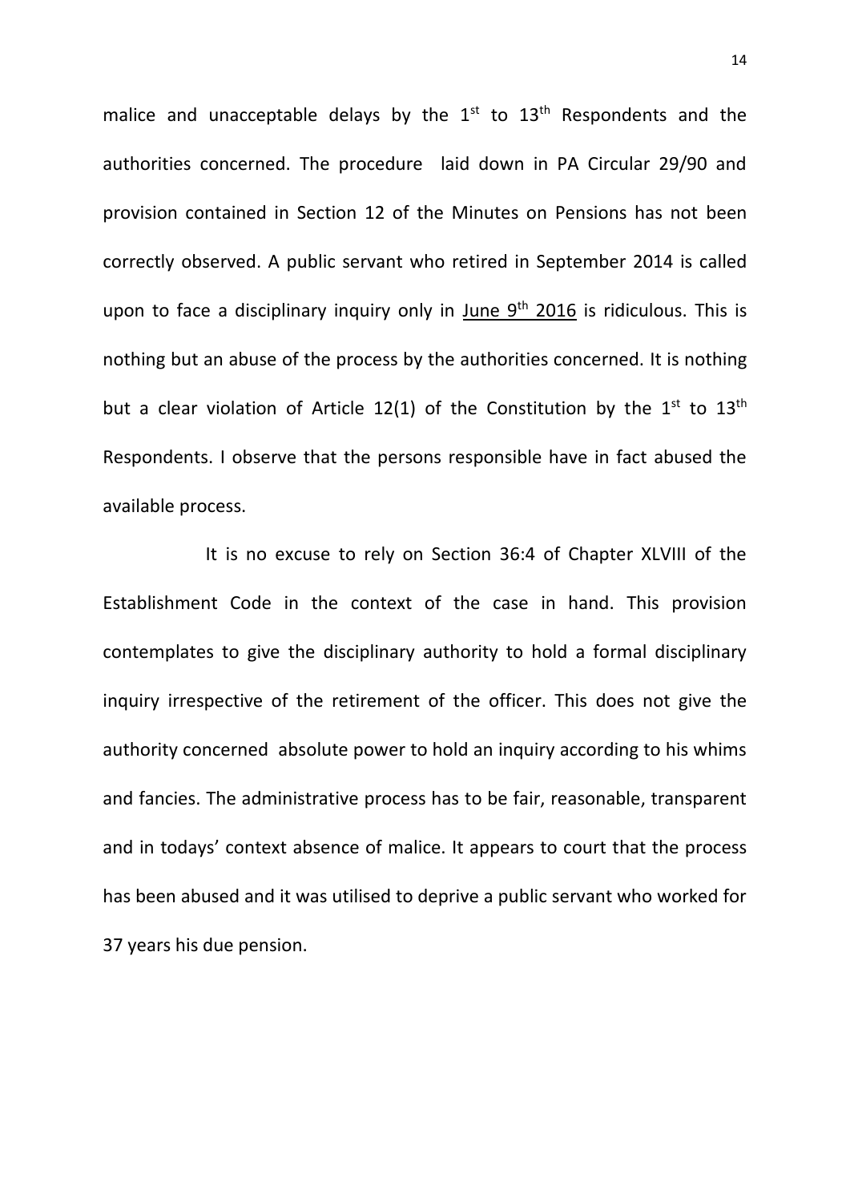malice and unacceptable delays by the 1st to 13th Respondents and the authorities concerned. The procedure laid down in PA Circular 29/90 and provision contained in Section 12 of the Minutes on Pensions has not been correctly observed. A public servant who retired in September 2014 is called upon to face a disciplinary inquiry only in <u>June 9th 2016</u> is ridiculous. This is nothing but an abuse of the process by the authorities concerned. It is nothing but a clear violation of Article 12(1) of the Constitution by the 1st to 13th Respondents. I observe that the persons responsible have in fact abused the available process.

It is no excuse to rely on Section 36:4 of Chapter XLVIII of the Establishment Code in the context of the case in hand. This provision contemplates to give the disciplinary authority to hold a formal disciplinary inquiry irrespective of the retirement of the officer. This does not give the authority concerned absolute power to hold an inquiry according to his whims and fancies. The administrative process has to be fair, reasonable, transparent and in todays' context absence of malice. It appears to court that the process has been abused and it was utilised to deprive a public servant who worked for 37 years his due pension.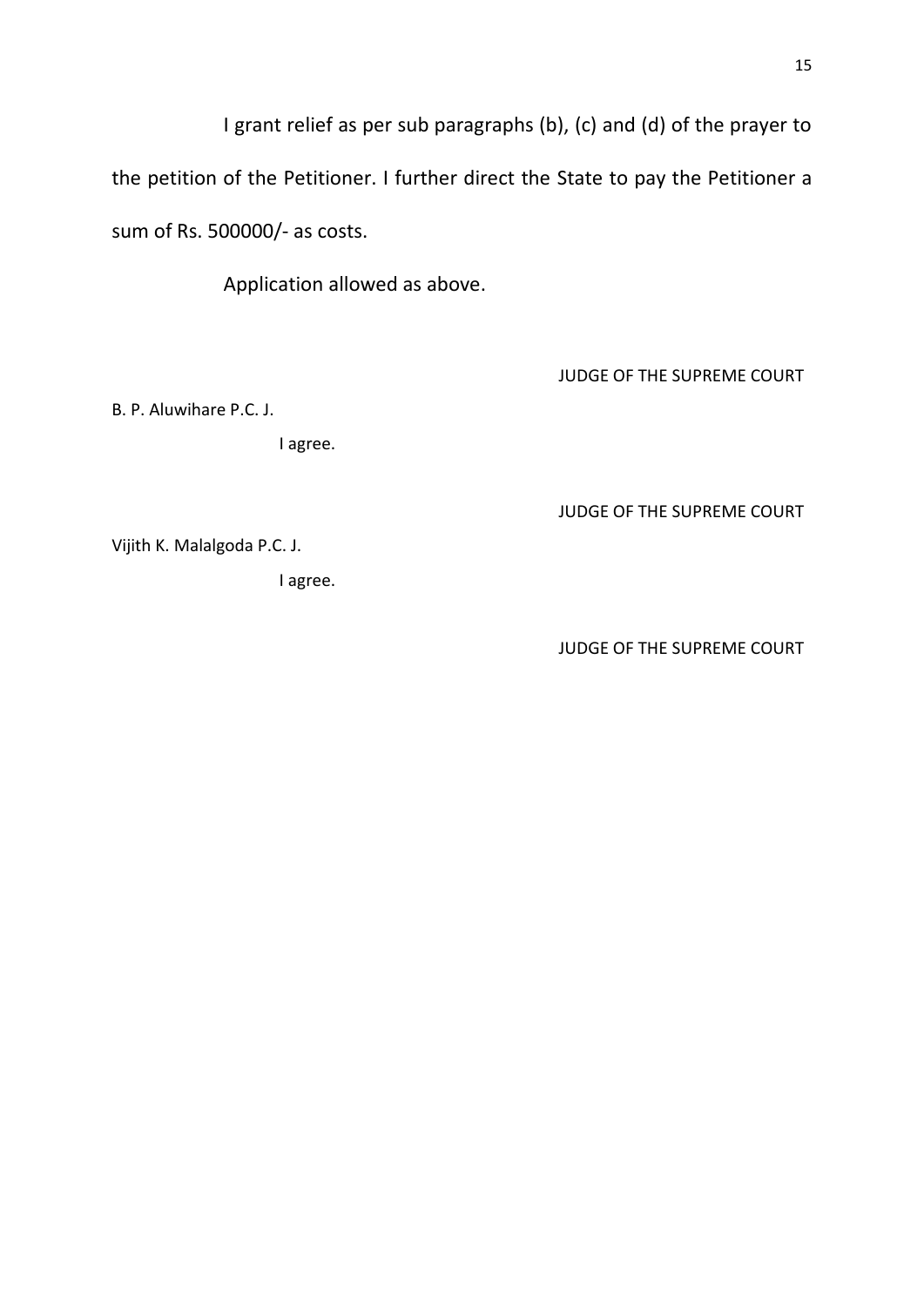I grant relief as per sub paragraphs (b), (c) and (d) of the prayer to the petition of the Petitioner. I further direct the State to pay the Petitioner a sum of Rs. 500000/- as costs.

Application allowed as above.

JUDGE OF THE SUPREME COURT

B. P. Aluwihare P.C. J.

I agree.

JUDGE OF THE SUPREME COURT

Vijith K. Malalgoda P.C. J.

I agree.

JUDGE OF THE SUPREME COURT